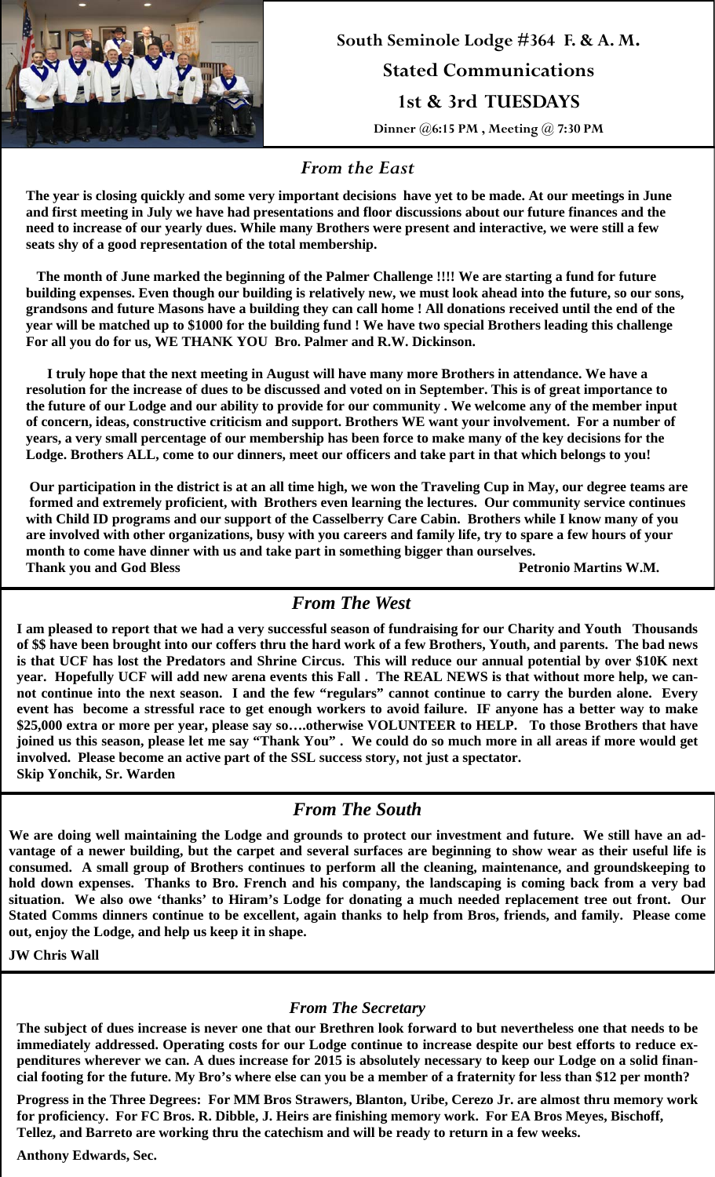# South Seminole Lodge #364 F. & A. M.

## Stated Communications

## 1st & 3rd TUESDAYS

**Dinner @6:15 PM , Meeting @ 7:30 PM**

## *From the East*

**The year is closing quickly and some very important decisions have yet to be made. At our meetings in June and first meeting in July we have had presentations and floor discussions about our future finances and the need to increase of our yearly dues. While many Brothers were present and interactive, we were still a few seats shy of a good representation of the total membership.**

**The month of June marked the beginning of the Palmer Challenge !!!! We are starting a fund for future building expenses. Even though our building is relatively new, we must look ahead into the future, so our sons, grandsons and future Masons have a building they can call home ! All donations received until the end of the year will be matched up to $1000 for the building fund ! We have two special Brothers leading this challenge For all you do for us, WE THANK YOU Bro. Palmer and R.W. Dickinson.**

**I truly hope that the next meeting in August will have many more Brothers in attendance. We have a resolution for the increase of dues to be discussed and voted on in September. This is of great importance to the future of our Lodge and our ability to provide for our community . We welcome any of the member input of concern, ideas, constructive criticism and support. Brothers WE want your involvement. For a number of years, a very small percentage of our membership has been force to make many of the key decisions for the Lodge. Brothers ALL, come to our dinners, meet our officers and take part in that which belongs to you!**

**Our participation in the district is at an all time high, we won the Traveling Cup in May, our degree teams are formed and extremely proficient, with Brothers even learning the lectures. Our community service continues with Child ID programs and our support of the Casselberry Care Cabin. Brothers while I know many of you are involved with other organizations, busy with you careers and family life, try to spare a few hours of your month to come have dinner with us and take part in something bigger than ourselves.**

**Thank you and God Bless** **Petronio Martins W.M.**

## *From The West*

**I am pleased to report that we had a very successful season of fundraising for our Charity and Youth Thousands of $$ have been brought into our coffers thru the hard work of a few Brothers, Youth, and parents. The bad news is that UCF has lost the Predators and Shrine Circus. This will reduce our annual potential by over $10K next year. Hopefully UCF will add new arena events this Fall . The REAL NEWS is that without more help, we cannot continue into the next season. I and the few “regulars” cannot continue to carry the burden alone. Every event has become a stressful race to get enough workers to avoid failure. IF anyone has a better way to make $25,000 extra or more per year, please say so….otherwise VOLUNTEER to HELP. To those Brothers that have joined us this season, please let me say “Thank You” . We could do so much more in all areas if more would get involved. Please become an active part of the SSL success story, not just a spectator.**

**Skip Yonchik, Sr. Warden**

## *From The South*

**We are doing well maintaining the Lodge and grounds to protect our investment and future. We still have an advantage of a newer building, but the carpet and several surfaces are beginning to show wear as their useful life is consumed. A small group of Brothers continues to perform all the cleaning, maintenance, and groundskeeping to hold down expenses. Thanks to Bro. French and his company, the landscaping is coming back from a very bad situation. We also owe ‘thanks’ to Hiram’s Lodge for donating a much needed replacement tree out front. Our Stated Comms dinners continue to be excellent, again thanks to help from Bros, friends, and family. Please come out, enjoy the Lodge, and help us keep it in shape.**

**JW Chris Wall**

## *From The Secretary*

**The subject of dues increase is never one that our Brethren look forward to but nevertheless one that needs to be immediately addressed. Operating costs for our Lodge continue to increase despite our best efforts to reduce expenditures wherever we can. A dues increase for 2015 is absolutely necessary to keep our Lodge on a solid financial footing for the future. My Bro’s where else can you be a member of a fraternity for less than $12 per month?**

**Progress in the Three Degrees: For MM Bros Strawers, Blanton, Uribe, Cerezo Jr. are almost thru memory work for proficiency. For FC Bros. R. Dibble, J. Heirs are finishing memory work. For EA Bros Meyes, Bischoff, Tellez, and Barreto are working thru the catechism and will be ready to return in a few weeks.**

**Anthony Edwards, Sec.**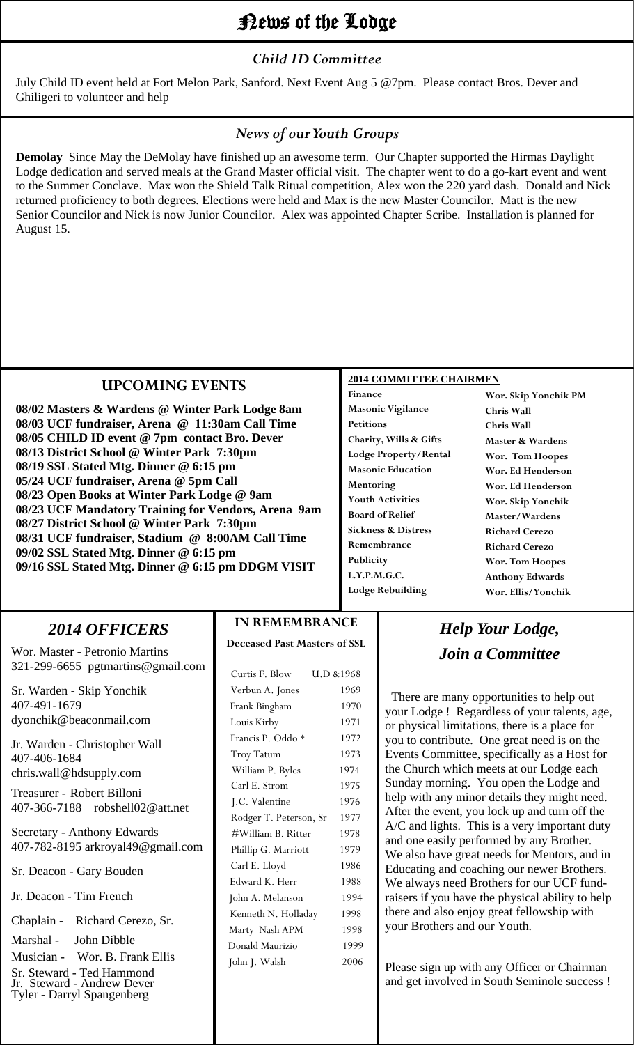# News of the Lodge

## *Child ID Committee*

July Child ID event held at Fort Melon Park, Sanford. Next Event Aug 5 @7pm. Please contact Bros. Dever and Ghiligeri to volunteer and help

## *News of our Youth Groups*

**Demolay** Since May the DeMolay have finished up an awesome term. Our Chapter supported the Hirmas Daylight Lodge dedication and served meals at the Grand Master official visit. The chapter went to do a go-kart event and went to the Summer Conclave. Max won the Shield Talk Ritual competition, Alex won the 220 yard dash. Donald and Nick returned proficiency to both degrees. Elections were held and Max is the new Master Councilor. Matt is the new Senior Councilor and Nick is now Junior Councilor. Alex was appointed Chapter Scribe. Installation is planned for August 15.

## UPCOMING EVENTS

**08/02 Masters & Wardens @ Winter Park Lodge 8am**
**08/03 UCF fundraiser, Arena @ 11:30am Call Time**
**08/05 CHILD ID event @ 7pm contact Bro. Dever**
**08/13 District School @ Winter Park 7:30pm**
**08/19 SSL Stated Mtg. Dinner @ 6:15 pm**
**05/24 UCF fundraiser, Arena @ 5pm Call**
**08/23 Open Books at Winter Park Lodge @ 9am**
**08/23 UCF Mandatory Training for Vendors, Arena 9am**
**08/27 District School @ Winter Park 7:30pm**
**08/31 UCF fundraiser, Stadium @ 8:00AM Call Time**
**09/02 SSL Stated Mtg. Dinner @ 6:15 pm**
**09/16 SSL Stated Mtg. Dinner @ 6:15 pm DDGM VISIT**

## 2014 COMMITTEE CHAIRMEN

| | |
|---|---|
| **Finance** | **Wor. Skip Yonchik PM** |
| **Masonic Vigilance** | **Chris Wall** |
| **Petitions** | **Chris Wall** |
| **Charity, Wills & Gifts** | **Master & Wardens** |
| **Lodge Property/Rental** | **Wor. Tom Hoopes** |
| **Masonic Education** | **Wor. Ed Henderson** |
| **Mentoring** | **Wor. Ed Henderson** |
| **Youth Activities** | **Wor. Skip Yonchik** |
| **Board of Relief** | **Master/Wardens** |
| **Sickness & Distress** | **Richard Cerezo** |
| **Remembrance** | **Richard Cerezo** |
| **Publicity** | **Wor. Tom Hoopes** |
| **L.Y.P.M.G.C.** | **Anthony Edwards** |
| **Lodge Rebuilding** | **Wor. Ellis/Yonchik** |

## *2014 OFFICERS*

Wor. Master - Petronio Martins
321-299-6655 pgtmartins@gmail.com

Sr. Warden - Skip Yonchik
407-491-1679
dyonchik@beaconmail.com

Jr. Warden - Christopher Wall
407-406-1684
chris.wall@hdsupply.com

Treasurer - Robert Billoni
407-366-7188 robshell02@att.net

Secretary - Anthony Edwards
407-782-8195 arkroyal49@gmail.com

Sr. Deacon - Gary Bouden

Jr. Deacon - Tim French

Chaplain - Richard Cerezo, Sr.

Marshal - John Dibble

Musician - Wor. B. Frank Ellis

Sr. Steward - Ted Hammond

Jr. Steward - Andrew Dever

Tyler - Darryl Spangenberg

## IN REMEMBRANCE

**Deceased Past Masters of SSL**

| | |
|---|---|
| Curtis F. Blow | U.D &1968 |
| Verbun A. Jones | 1969 |
| Frank Bingham | 1970 |
| Louis Kirby | 1971 |
| Francis P. Oddo * | 1972 |
| Troy Tatum | 1973 |
| William P. Byles | 1974 |
| Carl E. Strom | 1975 |
| J.C. Valentine | 1976 |
| Rodger T. Peterson, Sr | 1977 |
| #William B. Ritter | 1978 |
| Phillip G. Marriott | 1979 |
| Carl E. Lloyd | 1986 |
| Edward K. Herr | 1988 |
| John A. Melanson | 1994 |
| Kenneth N. Holladay | 1998 |
| Marty Nash APM | 1998 |
| Donald Maurizio | 1999 |
| John J. Walsh | 2006 |

## *Help Your Lodge, Join a Committee*

There are many opportunities to help out your Lodge ! Regardless of your talents, age, or physical limitations, there is a place for you to contribute. One great need is on the Events Committee, specifically as a Host for the Church which meets at our Lodge each Sunday morning. You open the Lodge and help with any minor details they might need. After the event, you lock up and turn off the A/C and lights. This is a very important duty and one easily performed by any Brother. We also have great needs for Mentors, and in Educating and coaching our newer Brothers. We always need Brothers for our UCF fund-raisers if you have the physical ability to help there and also enjoy great fellowship with your Brothers and our Youth.

Please sign up with any Officer or Chairman and get involved in South Seminole success !